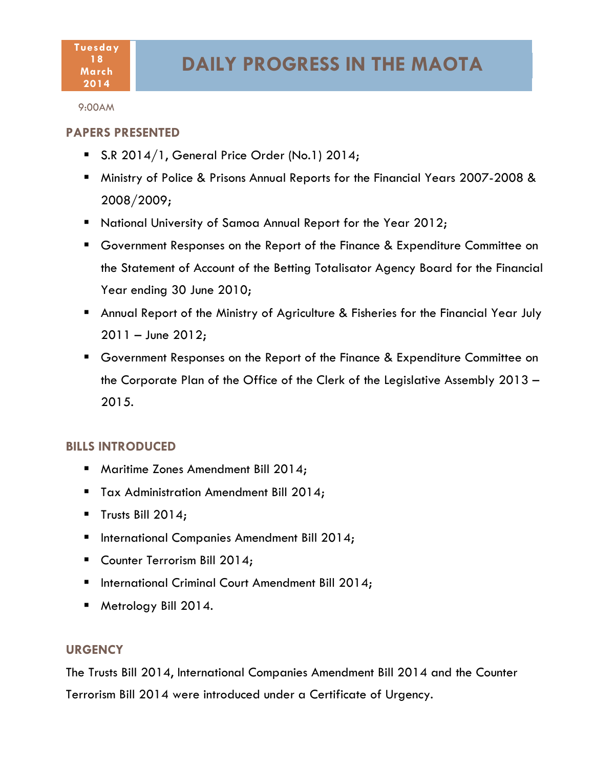Tuesday 18 March 2014

# DAILY PROGRESS IN THE MAOTA

9:00AM

## PAPERS PRESENTED

- S.R 2014/1, General Price Order (No.1) 2014;
- Ministry of Police & Prisons Annual Reports for the Financial Years 2007-2008 & 2008/2009;
- National University of Samoa Annual Report for the Year 2012;
- Government Responses on the Report of the Finance & Expenditure Committee on the Statement of Account of the Betting Totalisator Agency Board for the Financial Year ending 30 June 2010;
- Annual Report of the Ministry of Agriculture & Fisheries for the Financial Year July 2011 – June 2012;
- Government Responses on the Report of the Finance & Expenditure Committee on the Corporate Plan of the Office of the Clerk of the Legislative Assembly 2013 – 2015.

## BILLS INTRODUCED

- Maritime Zones Amendment Bill 2014;
- Tax Administration Amendment Bill 2014;
- Trusts Bill 2014;
- International Companies Amendment Bill 2014;
- Counter Terrorism Bill 2014;
- International Criminal Court Amendment Bill 2014;
- Metrology Bill 2014.

## URGENCY

The Trusts Bill 2014, International Companies Amendment Bill 2014 and the Counter Terrorism Bill 2014 were introduced under a Certificate of Urgency.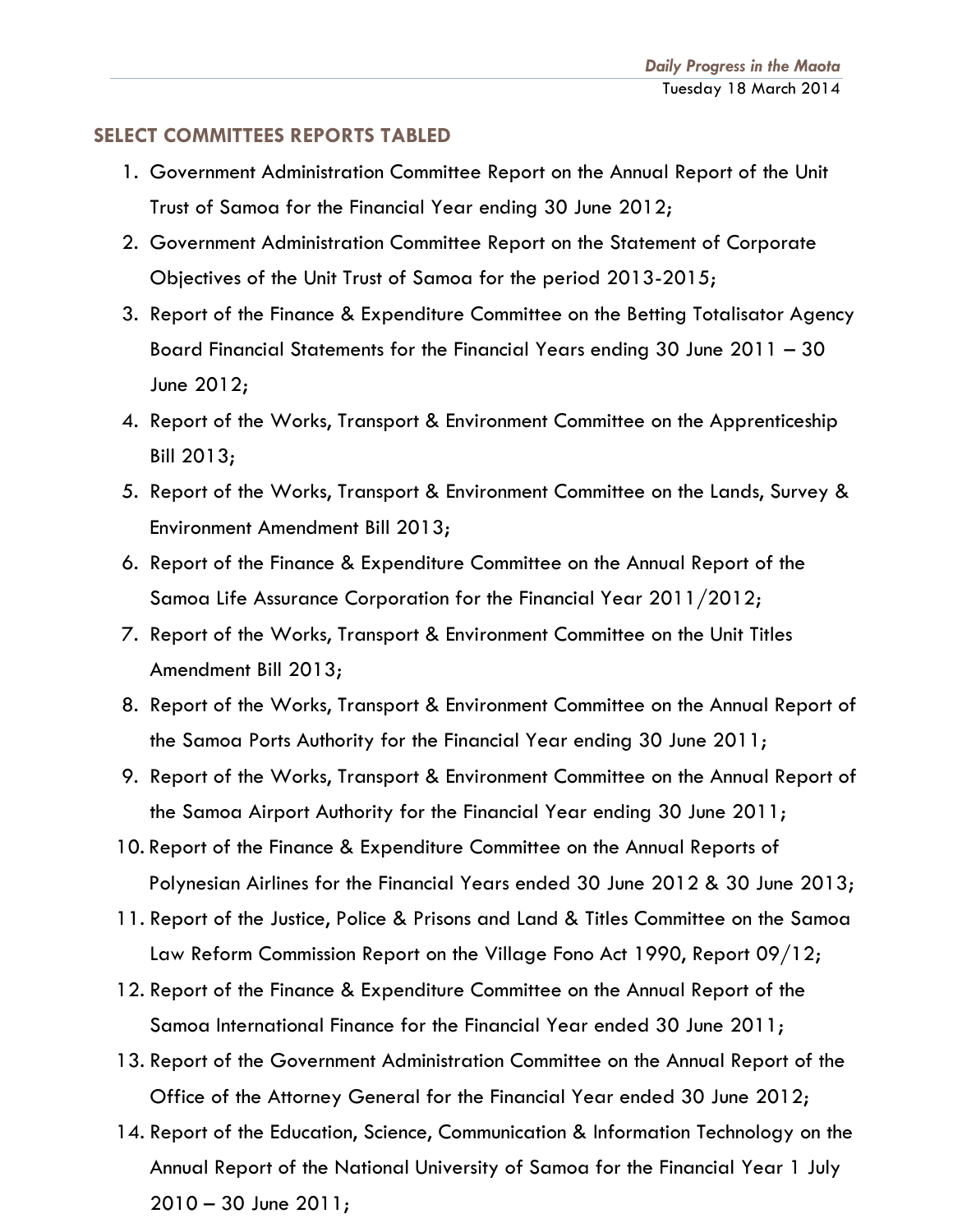## SELECT COMMITTEES REPORTS TABLED

1. Government Administration Committee Report on the Annual Report of the Unit Trust of Samoa for the Financial Year ending 30 June 2012;
2. Government Administration Committee Report on the Statement of Corporate Objectives of the Unit Trust of Samoa for the period 2013-2015;
3. Report of the Finance & Expenditure Committee on the Betting Totalisator Agency Board Financial Statements for the Financial Years ending 30 June 2011 – 30 June 2012;
4. Report of the Works, Transport & Environment Committee on the Apprenticeship Bill 2013;
5. Report of the Works, Transport & Environment Committee on the Lands, Survey & Environment Amendment Bill 2013;
6. Report of the Finance & Expenditure Committee on the Annual Report of the Samoa Life Assurance Corporation for the Financial Year 2011/2012;
7. Report of the Works, Transport & Environment Committee on the Unit Titles Amendment Bill 2013;
8. Report of the Works, Transport & Environment Committee on the Annual Report of the Samoa Ports Authority for the Financial Year ending 30 June 2011;
9. Report of the Works, Transport & Environment Committee on the Annual Report of the Samoa Airport Authority for the Financial Year ending 30 June 2011;
10. Report of the Finance & Expenditure Committee on the Annual Reports of Polynesian Airlines for the Financial Years ended 30 June 2012 & 30 June 2013;
11. Report of the Justice, Police & Prisons and Land & Titles Committee on the Samoa Law Reform Commission Report on the Village Fono Act 1990, Report 09/12;
12. Report of the Finance & Expenditure Committee on the Annual Report of the Samoa International Finance for the Financial Year ended 30 June 2011;
13. Report of the Government Administration Committee on the Annual Report of the Office of the Attorney General for the Financial Year ended 30 June 2012;
14. Report of the Education, Science, Communication & Information Technology on the Annual Report of the National University of Samoa for the Financial Year 1 July 2010 – 30 June 2011;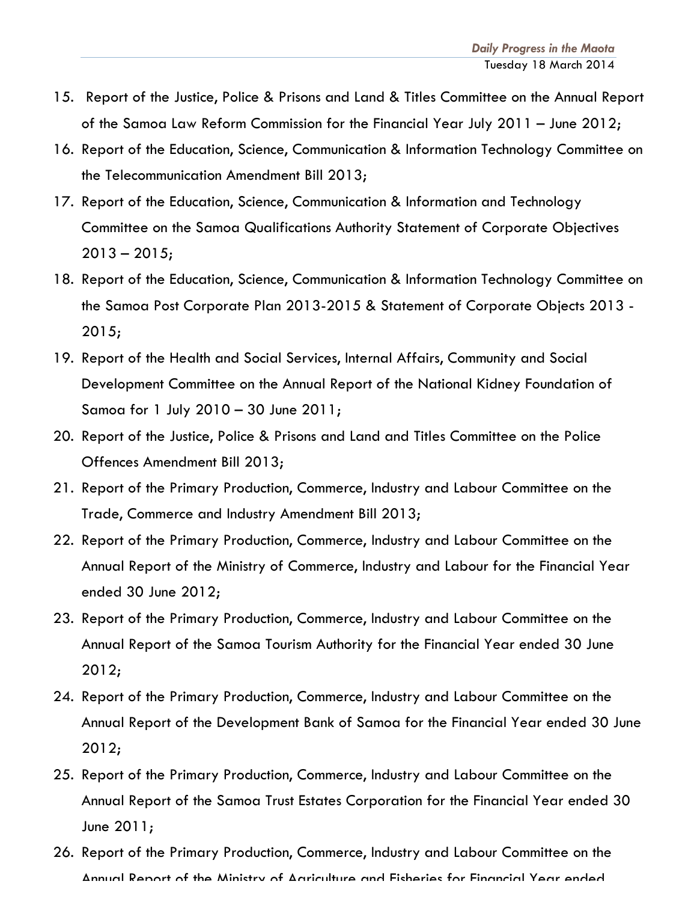15. Report of the Justice, Police & Prisons and Land & Titles Committee on the Annual Report of the Samoa Law Reform Commission for the Financial Year July 2011 – June 2012;
16. Report of the Education, Science, Communication & Information Technology Committee on the Telecommunication Amendment Bill 2013;
17. Report of the Education, Science, Communication & Information and Technology Committee on the Samoa Qualifications Authority Statement of Corporate Objectives 2013 – 2015;
18. Report of the Education, Science, Communication & Information Technology Committee on the Samoa Post Corporate Plan 2013-2015 & Statement of Corporate Objects 2013 - 2015;
19. Report of the Health and Social Services, Internal Affairs, Community and Social Development Committee on the Annual Report of the National Kidney Foundation of Samoa for 1 July 2010 – 30 June 2011;
20. Report of the Justice, Police & Prisons and Land and Titles Committee on the Police Offences Amendment Bill 2013;
21. Report of the Primary Production, Commerce, Industry and Labour Committee on the Trade, Commerce and Industry Amendment Bill 2013;
22. Report of the Primary Production, Commerce, Industry and Labour Committee on the Annual Report of the Ministry of Commerce, Industry and Labour for the Financial Year ended 30 June 2012;
23. Report of the Primary Production, Commerce, Industry and Labour Committee on the Annual Report of the Samoa Tourism Authority for the Financial Year ended 30 June 2012;
24. Report of the Primary Production, Commerce, Industry and Labour Committee on the Annual Report of the Development Bank of Samoa for the Financial Year ended 30 June 2012;
25. Report of the Primary Production, Commerce, Industry and Labour Committee on the Annual Report of the Samoa Trust Estates Corporation for the Financial Year ended 30 June 2011;
26. Report of the Primary Production, Commerce, Industry and Labour Committee on the Annual Report of the Ministry of Agriculture and Fisheries for Financial Year ended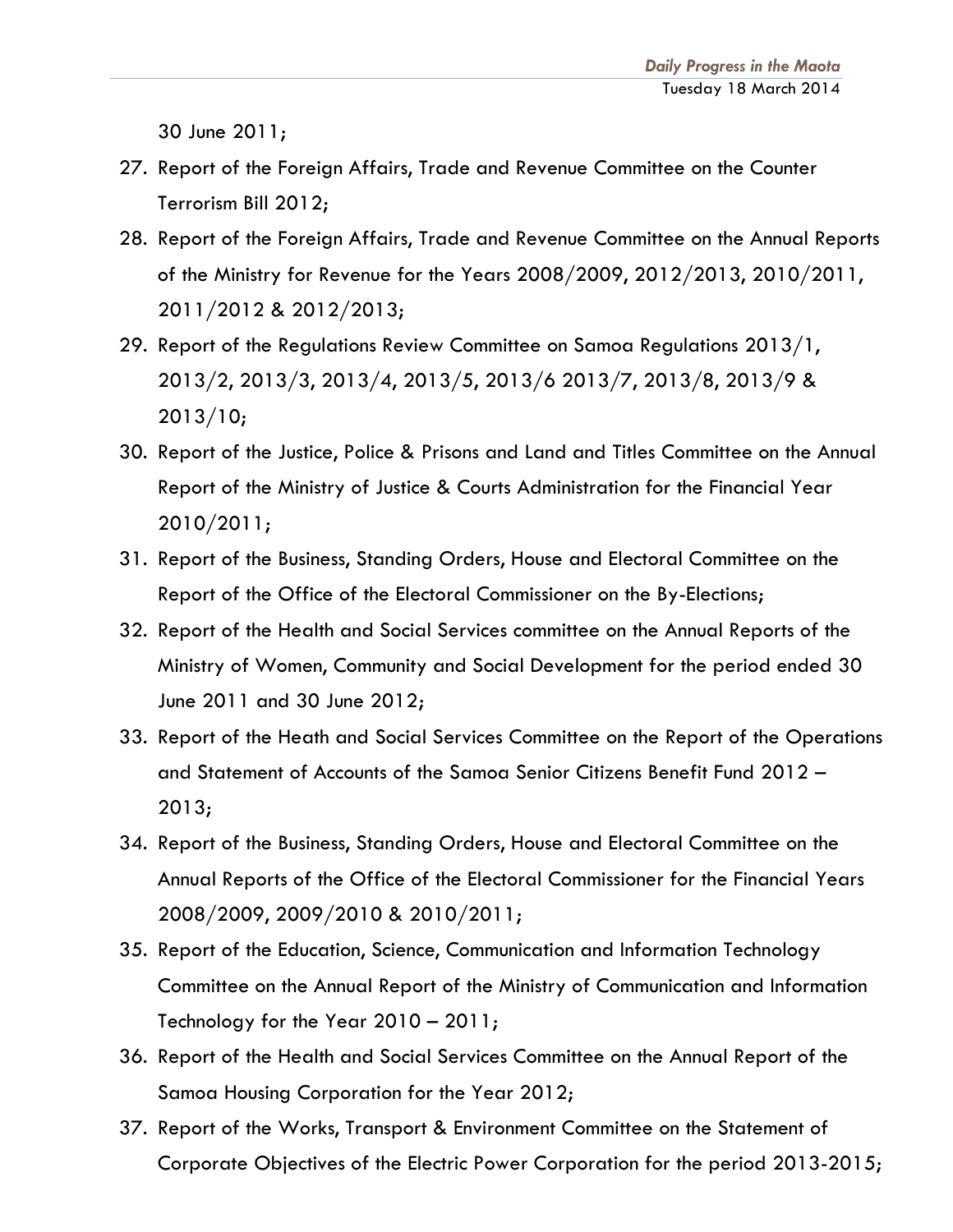30 June 2011;

27. Report of the Foreign Affairs, Trade and Revenue Committee on the Counter Terrorism Bill 2012;
28. Report of the Foreign Affairs, Trade and Revenue Committee on the Annual Reports of the Ministry for Revenue for the Years 2008/2009, 2012/2013, 2010/2011, 2011/2012 & 2012/2013;
29. Report of the Regulations Review Committee on Samoa Regulations 2013/1, 2013/2, 2013/3, 2013/4, 2013/5, 2013/6 2013/7, 2013/8, 2013/9 & 2013/10;
30. Report of the Justice, Police & Prisons and Land and Titles Committee on the Annual Report of the Ministry of Justice & Courts Administration for the Financial Year 2010/2011;
31. Report of the Business, Standing Orders, House and Electoral Committee on the Report of the Office of the Electoral Commissioner on the By-Elections;
32. Report of the Health and Social Services committee on the Annual Reports of the Ministry of Women, Community and Social Development for the period ended 30 June 2011 and 30 June 2012;
33. Report of the Heath and Social Services Committee on the Report of the Operations and Statement of Accounts of the Samoa Senior Citizens Benefit Fund 2012 – 2013;
34. Report of the Business, Standing Orders, House and Electoral Committee on the Annual Reports of the Office of the Electoral Commissioner for the Financial Years 2008/2009, 2009/2010 & 2010/2011;
35. Report of the Education, Science, Communication and Information Technology Committee on the Annual Report of the Ministry of Communication and Information Technology for the Year 2010 – 2011;
36. Report of the Health and Social Services Committee on the Annual Report of the Samoa Housing Corporation for the Year 2012;
37. Report of the Works, Transport & Environment Committee on the Statement of Corporate Objectives of the Electric Power Corporation for the period 2013-2015;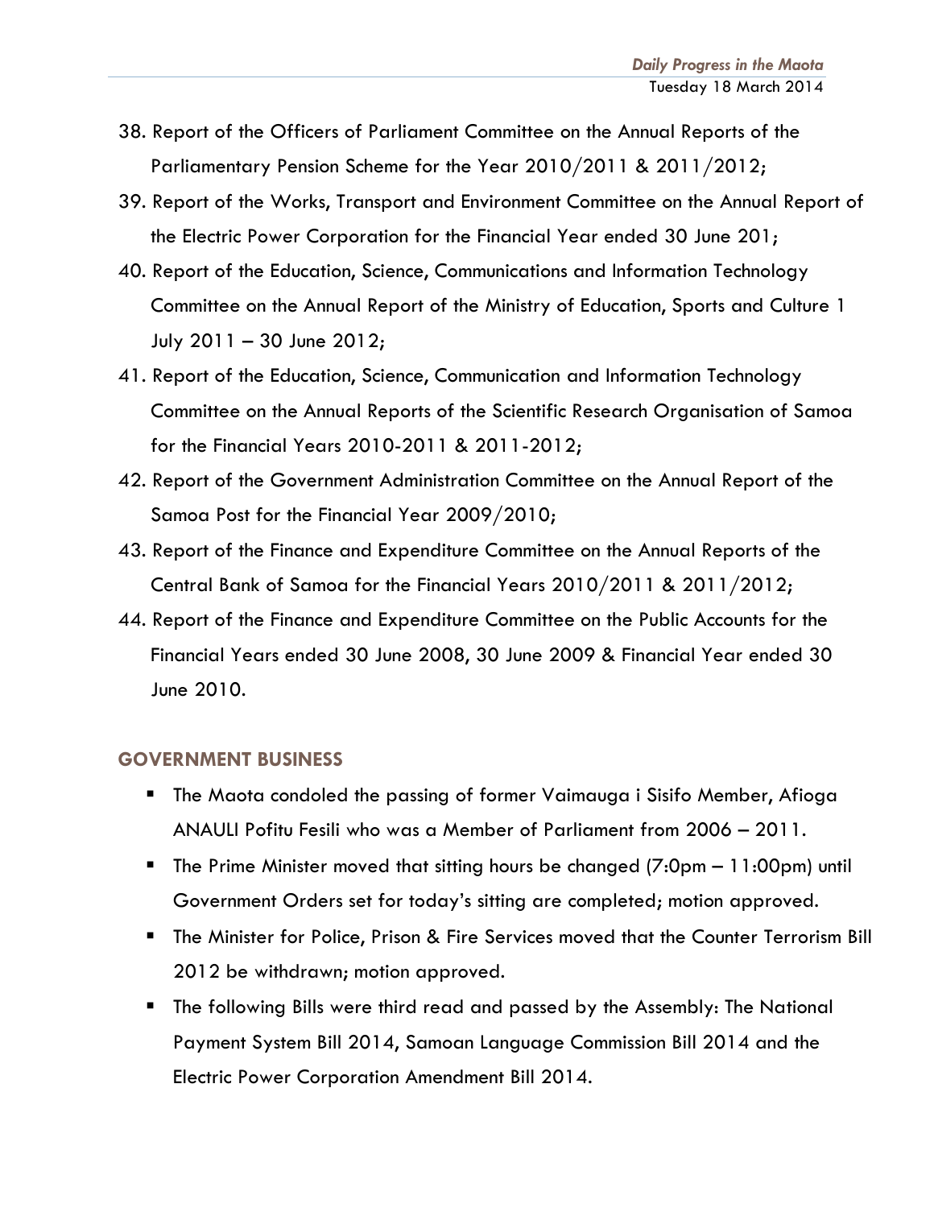38. Report of the Officers of Parliament Committee on the Annual Reports of the Parliamentary Pension Scheme for the Year 2010/2011 & 2011/2012;
39. Report of the Works, Transport and Environment Committee on the Annual Report of the Electric Power Corporation for the Financial Year ended 30 June 201;
40. Report of the Education, Science, Communications and Information Technology Committee on the Annual Report of the Ministry of Education, Sports and Culture 1 July 2011 – 30 June 2012;
41. Report of the Education, Science, Communication and Information Technology Committee on the Annual Reports of the Scientific Research Organisation of Samoa for the Financial Years 2010-2011 & 2011-2012;
42. Report of the Government Administration Committee on the Annual Report of the Samoa Post for the Financial Year 2009/2010;
43. Report of the Finance and Expenditure Committee on the Annual Reports of the Central Bank of Samoa for the Financial Years 2010/2011 & 2011/2012;
44. Report of the Finance and Expenditure Committee on the Public Accounts for the Financial Years ended 30 June 2008, 30 June 2009 & Financial Year ended 30 June 2010.

## GOVERNMENT BUSINESS

- The Maota condoled the passing of former Vaimauga i Sisifo Member, Afioga ANAULI Pofitu Fesili who was a Member of Parliament from 2006 – 2011.
- The Prime Minister moved that sitting hours be changed (7:0pm – 11:00pm) until Government Orders set for today's sitting are completed; motion approved.
- The Minister for Police, Prison & Fire Services moved that the Counter Terrorism Bill 2012 be withdrawn; motion approved.
- The following Bills were third read and passed by the Assembly: The National Payment System Bill 2014, Samoan Language Commission Bill 2014 and the Electric Power Corporation Amendment Bill 2014.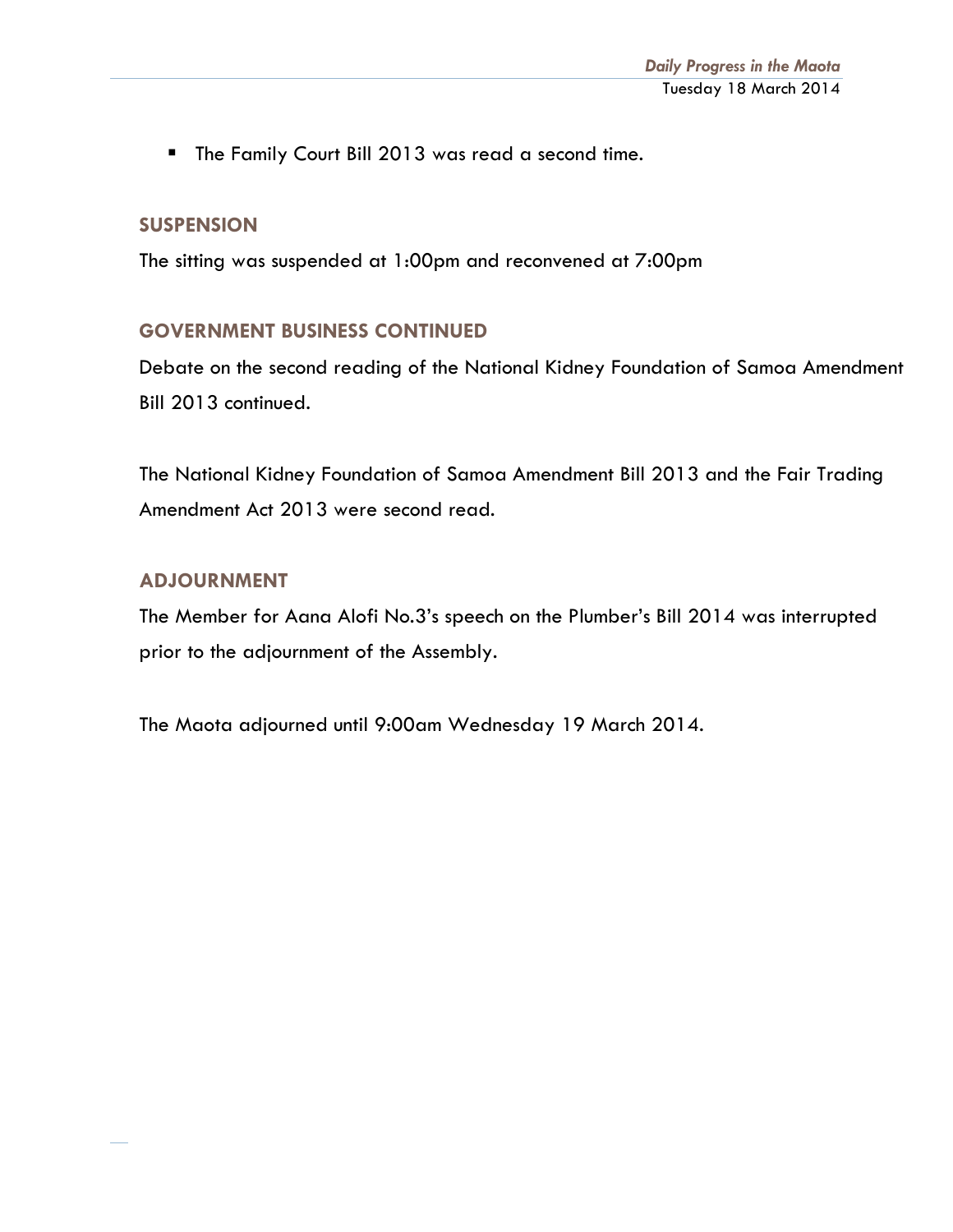- The Family Court Bill 2013 was read a second time.

## SUSPENSION

The sitting was suspended at 1:00pm and reconvened at 7:00pm

## GOVERNMENT BUSINESS CONTINUED

Debate on the second reading of the National Kidney Foundation of Samoa Amendment Bill 2013 continued.

The National Kidney Foundation of Samoa Amendment Bill 2013 and the Fair Trading Amendment Act 2013 were second read.

## ADJOURNMENT

The Member for Aana Alofi No.3's speech on the Plumber's Bill 2014 was interrupted prior to the adjournment of the Assembly.

The Maota adjourned until 9:00am Wednesday 19 March 2014.